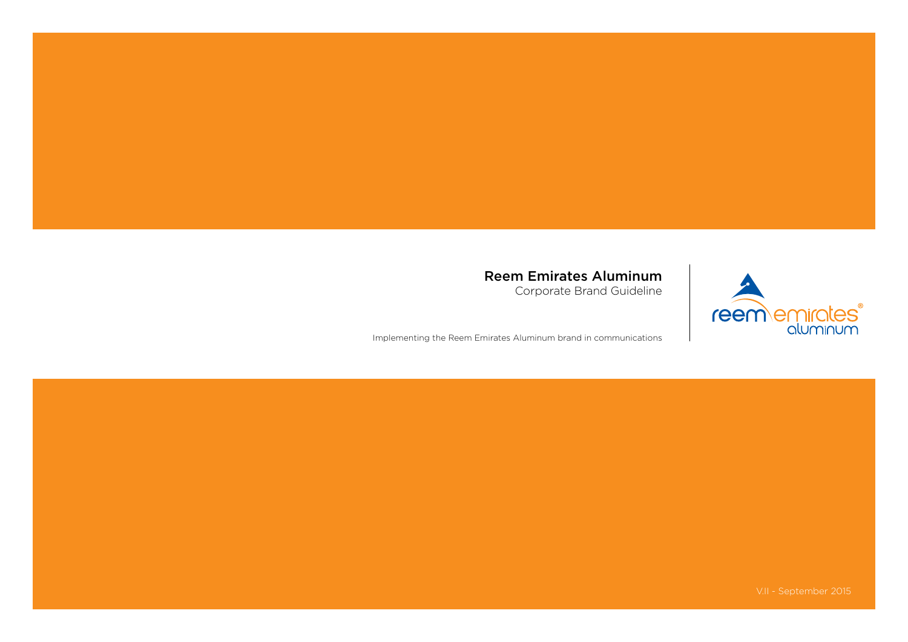# Reem Emirates Aluminum

Corporate Brand Guideline

Implementing the Reem Emirates Aluminum brand in communications

V.II - September 2015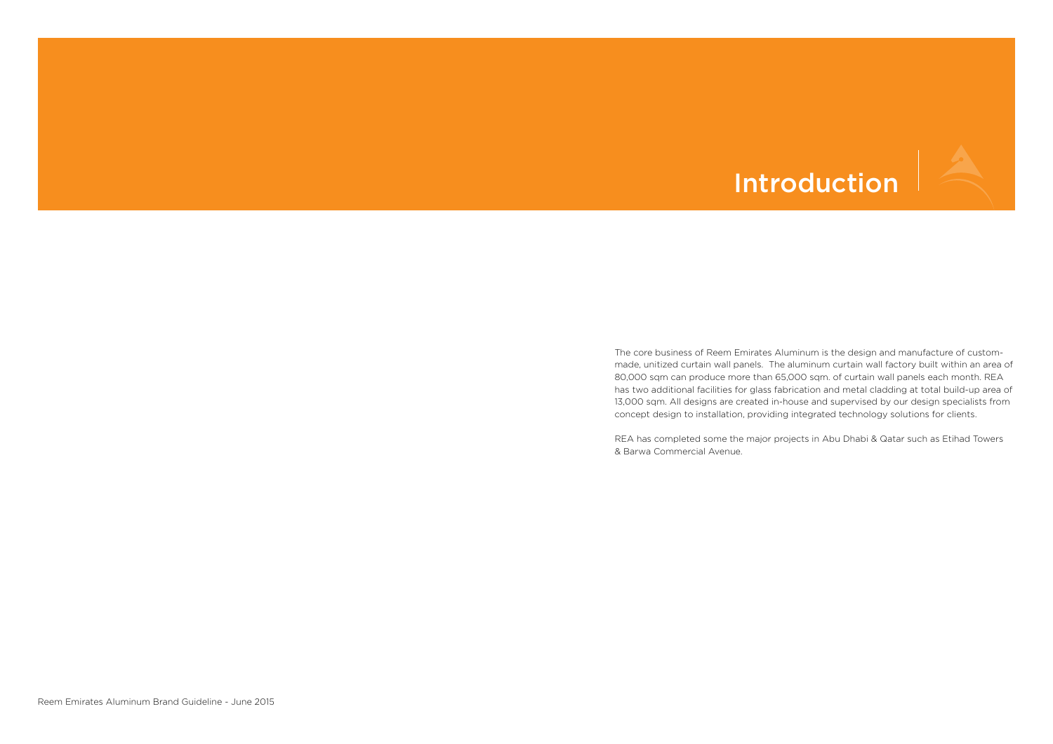# Introduction

The core business of Reem Emirates Aluminum is the design and manufacture of custom-made, unitized curtain wall panels. The aluminum curtain wall factory built within an area of 80,000 sqm can produce more than 65,000 sqm. of curtain wall panels each month. REA has two additional facilities for glass fabrication and metal cladding at total build-up area of 13,000 sqm. All designs are created in-house and supervised by our design specialists from concept design to installation, providing integrated technology solutions for clients.

REA has completed some the major projects in Abu Dhabi & Qatar such as Etihad Towers & Barwa Commercial Avenue.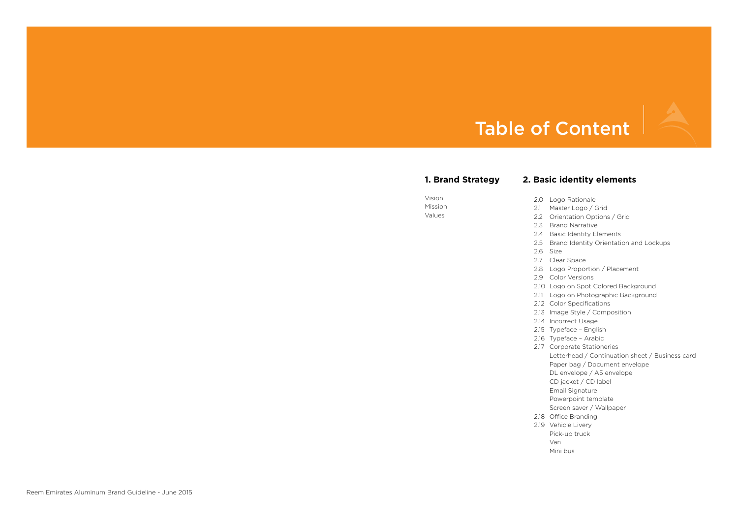# Table of Content

## 1. Brand Strategy

Vision
Mission
Values

## 2. Basic identity elements

- 2.0 Logo Rationale
- 2.1 Master Logo / Grid
- 2.2 Orientation Options / Grid
- 2.3 Brand Narrative
- 2.4 Basic Identity Elements
- 2.5 Brand Identity Orientation and Lockups
- 2.6 Size
- 2.7 Clear Space
- 2.8 Logo Proportion / Placement
- 2.9 Color Versions
- 2.10 Logo on Spot Colored Background
- 2.11 Logo on Photographic Background
- 2.12 Color Specifications
- 2.13 Image Style / Composition
- 2.14 Incorrect Usage
- 2.15 Typeface – English
- 2.16 Typeface – Arabic
- 2.17 Corporate Stationeries
  - Letterhead / Continuation sheet / Business card
  - Paper bag / Document envelope
  - DL envelope / A5 envelope
  - CD jacket / CD label
  - Email Signature
  - Powerpoint template
  - Screen saver / Wallpaper
- 2.18 Office Branding
- 2.19 Vehicle Livery
  - Pick-up truck
  - Van
  - Mini bus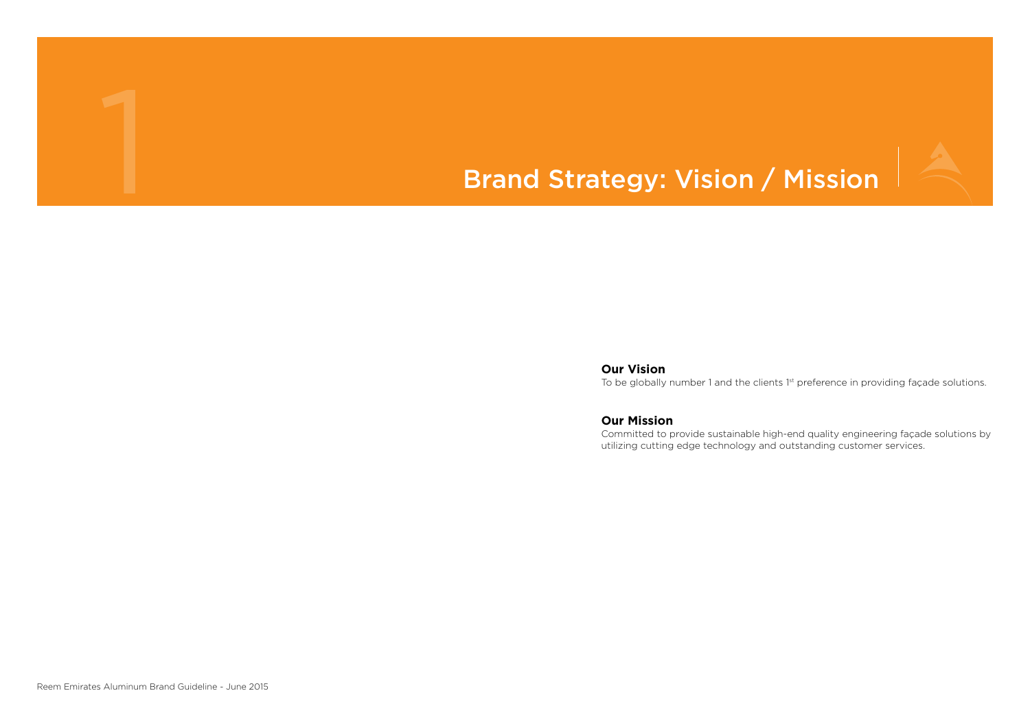# 1 Brand Strategy: Vision / Mission

**Our Vision**

To be globally number 1 and the clients 1st preference in providing façade solutions.

**Our Mission**

Committed to provide sustainable high-end quality engineering façade solutions by utilizing cutting edge technology and outstanding customer services.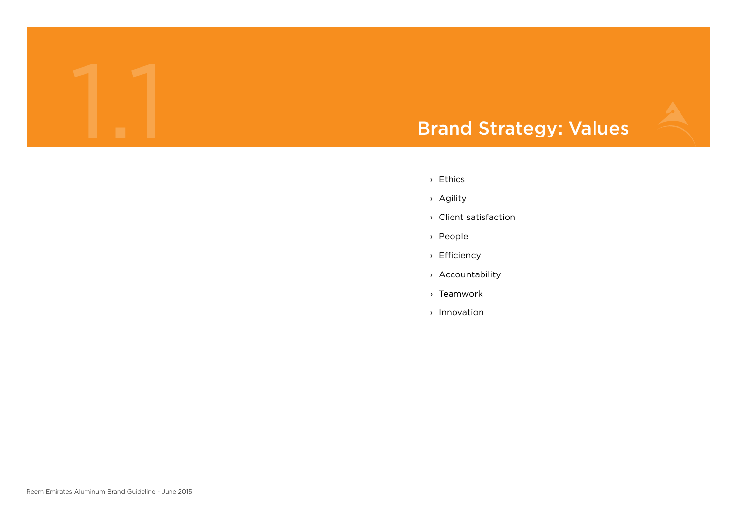# 1.1 Brand Strategy: Values

- Ethics
- Agility
- Client satisfaction
- People
- Efficiency
- Accountability
- Teamwork
- Innovation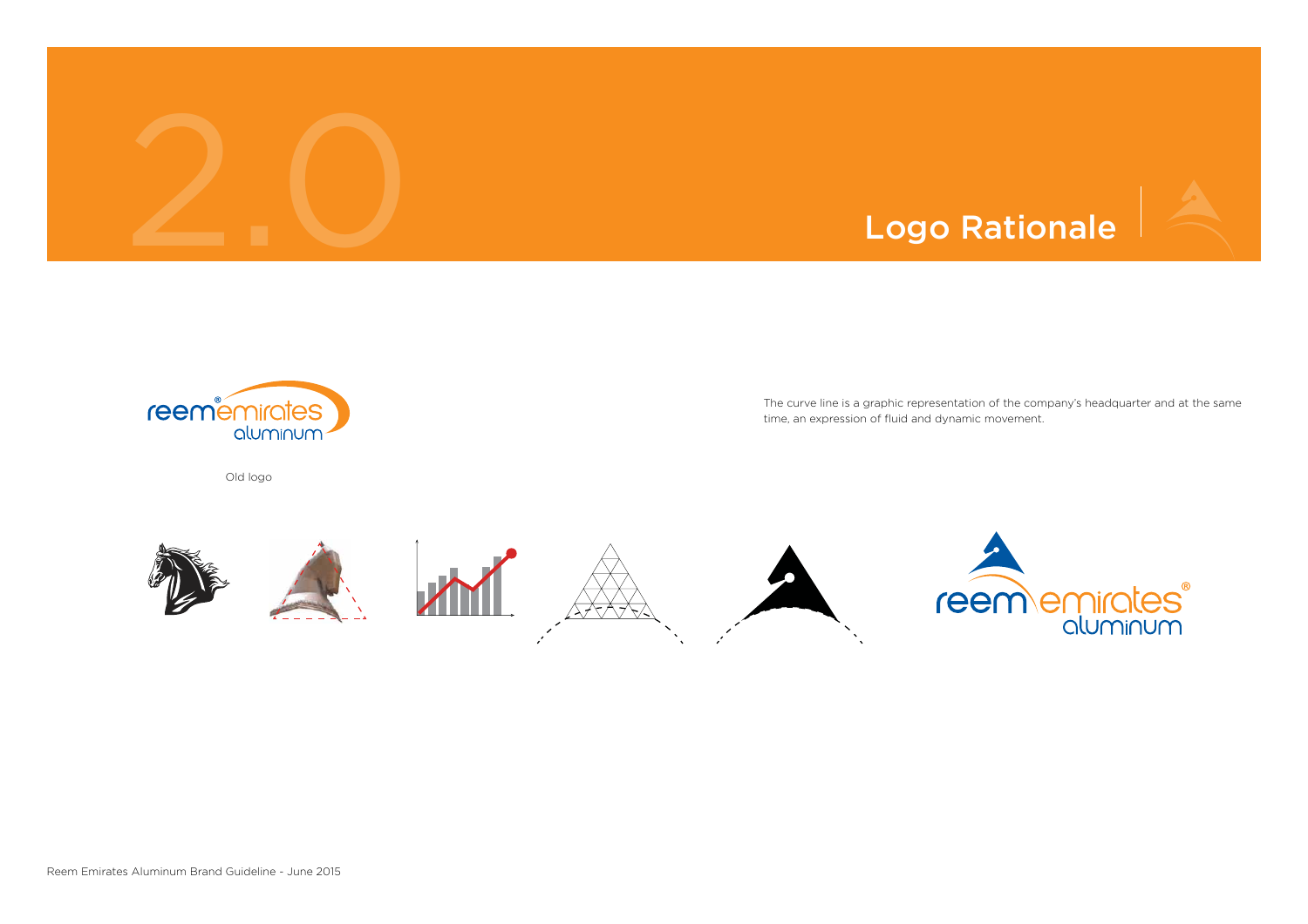# 2.0 Logo Rationale

Old logo

The curve line is a graphic representation of the company's headquarter and at the same time, an expression of fluid and dynamic movement.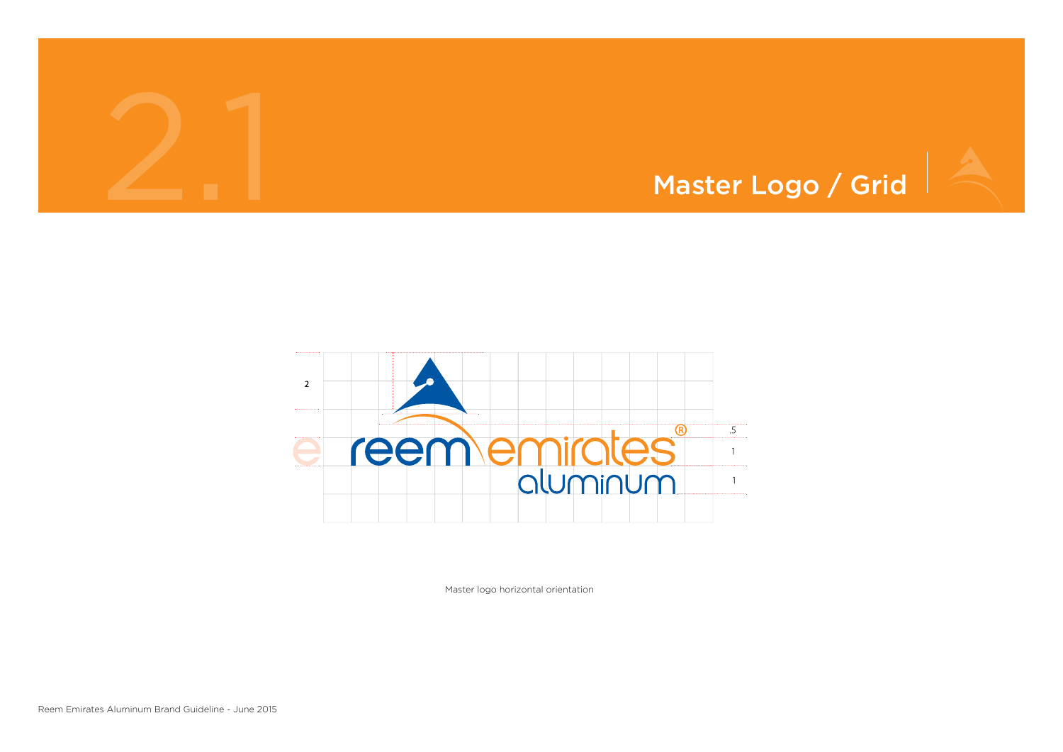# 2.1 Master Logo / Grid

Master logo horizontal orientation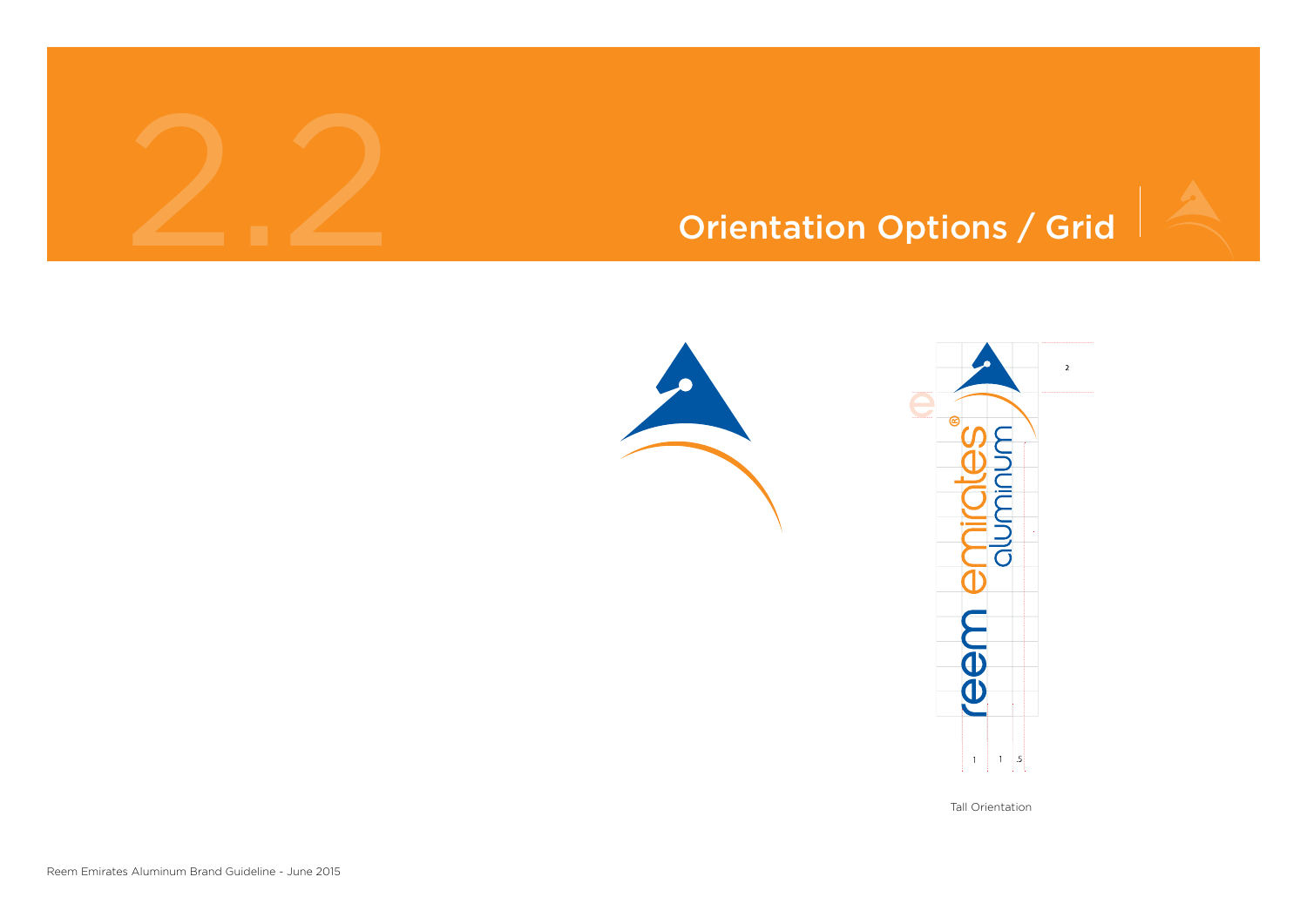# 2.2 Orientation Options / Grid

Tall Orientation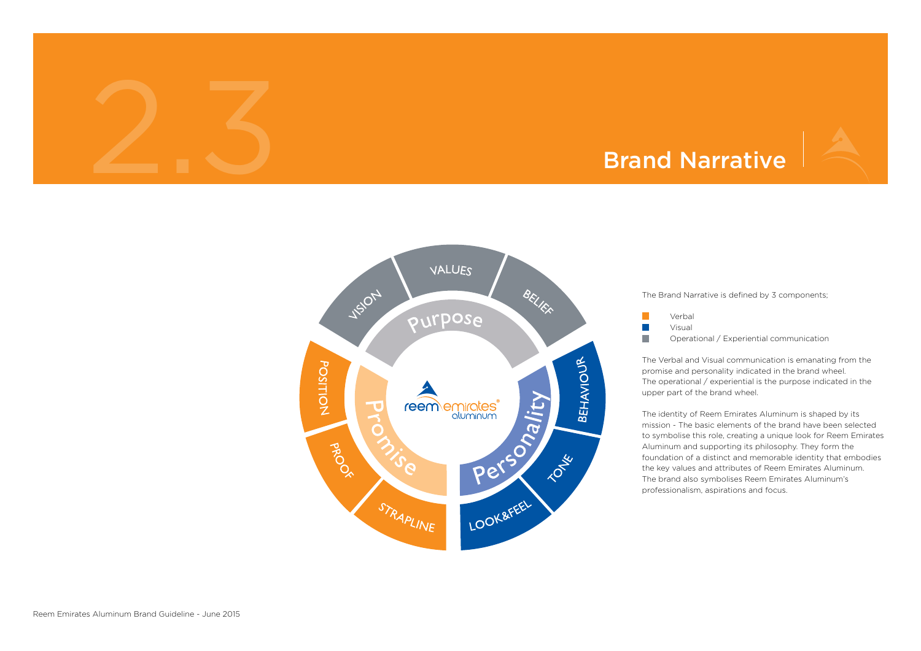# 2.3 Brand Narrative

VISION
VALUES
BELIEF
Purpose
POSITION
PROOF
STRAPLINE
Promise
BEHAVIOUR
TONE
LOOK&FEEL
Personality

reem emirates aluminum

The Brand Narrative is defined by 3 components;

- Verbal
- Visual
- Operational / Experiential communication

The Verbal and Visual communication is emanating from the promise and personality indicated in the brand wheel. The operational / experiential is the purpose indicated in the upper part of the brand wheel.

The identity of Reem Emirates Aluminum is shaped by its mission - The basic elements of the brand have been selected to symbolise this role, creating a unique look for Reem Emirates Aluminum and supporting its philosophy. They form the foundation of a distinct and memorable identity that embodies the key values and attributes of Reem Emirates Aluminum. The brand also symbolises Reem Emirates Aluminum's professionalism, aspirations and focus.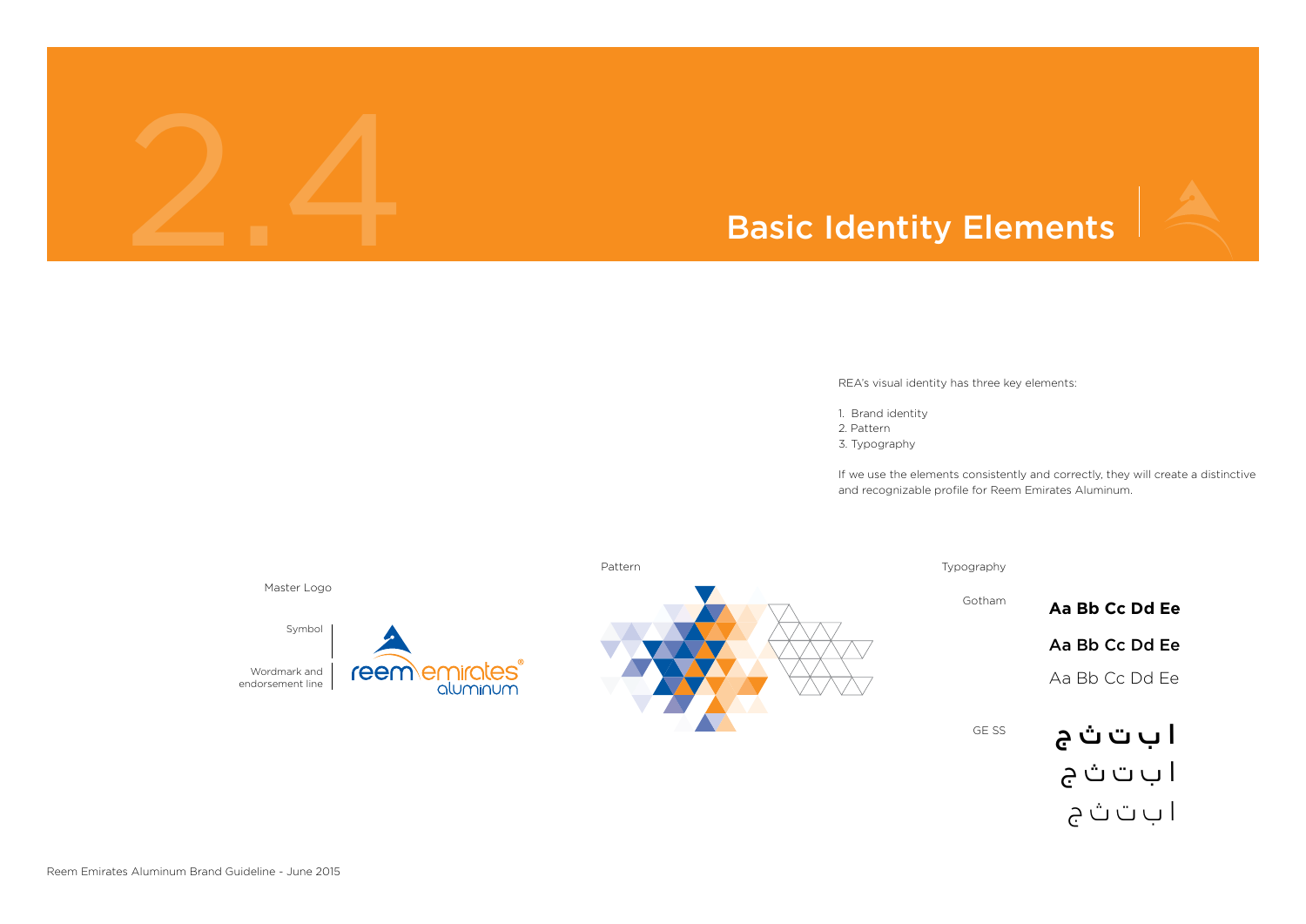# 2.4 Basic Identity Elements

REA's visual identity has three key elements:

1. Brand identity
2. Pattern
3. Typography

If we use the elements consistently and correctly, they will create a distinctive and recognizable profile for Reem Emirates Aluminum.

Master Logo

Symbol

Wordmark and endorsement line

reem emirates®
aluminum

Pattern

Typography

Gotham

**Aa Bb Cc Dd Ee**

**Aa Bb Cc Dd Ee**

Aa Bb Cc Dd Ee

GE SS

**ا ب ت ث ج**

ا ب ت ث ج

ا ب ت ث ج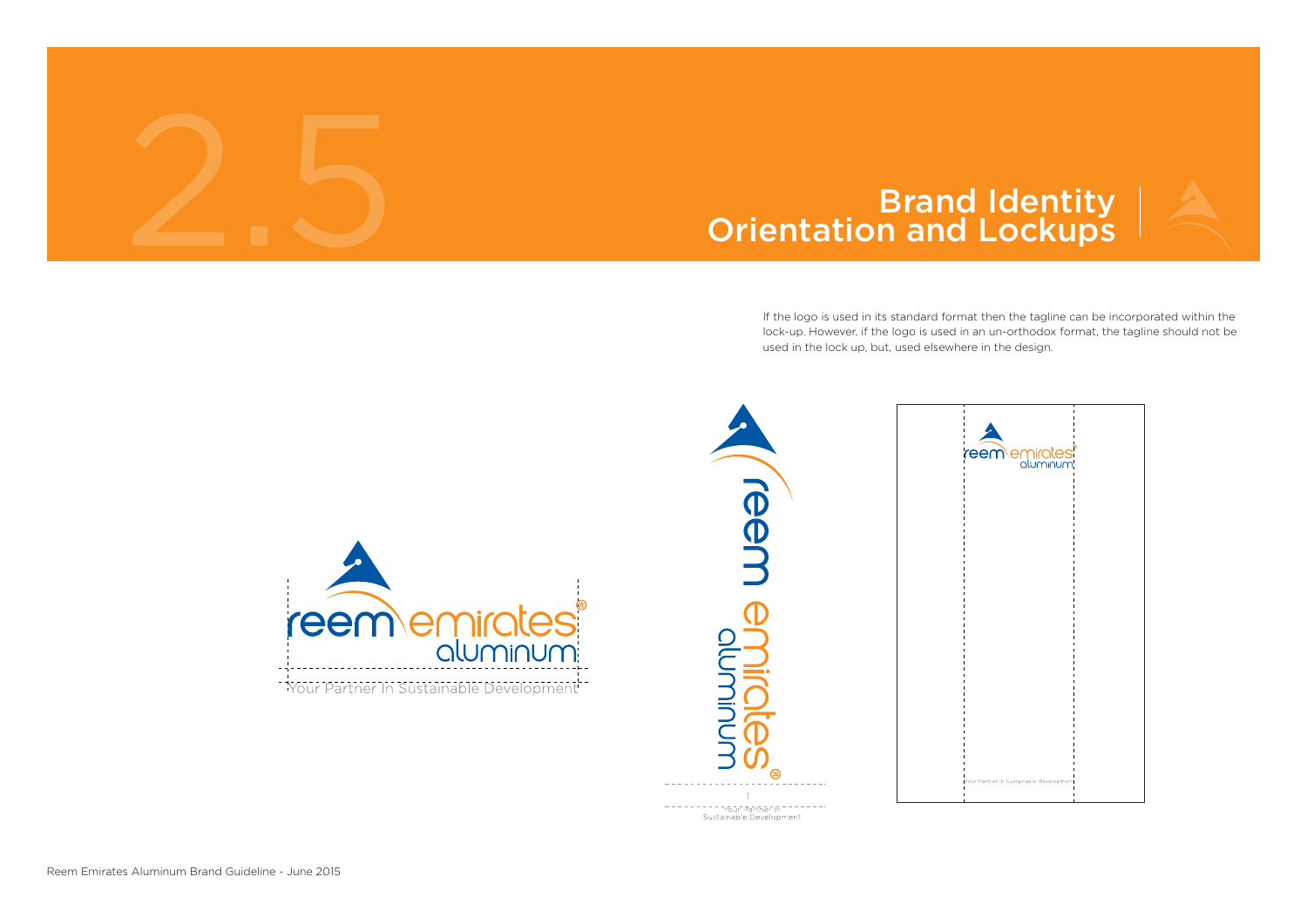# 2.5 Brand Identity Orientation and Lockups

If the logo is used in its standard format then the tagline can be incorporated within the lock-up. However, if the logo is used in an un-orthodox format, the tagline should not be used in the lock up, but, used elsewhere in the design.

reem emirates® aluminum

Your Partner In Sustainable Development

reem emirates® aluminum

Your Partner In Sustainable Development

reem emirates® aluminum

Your Partner In Sustainable Development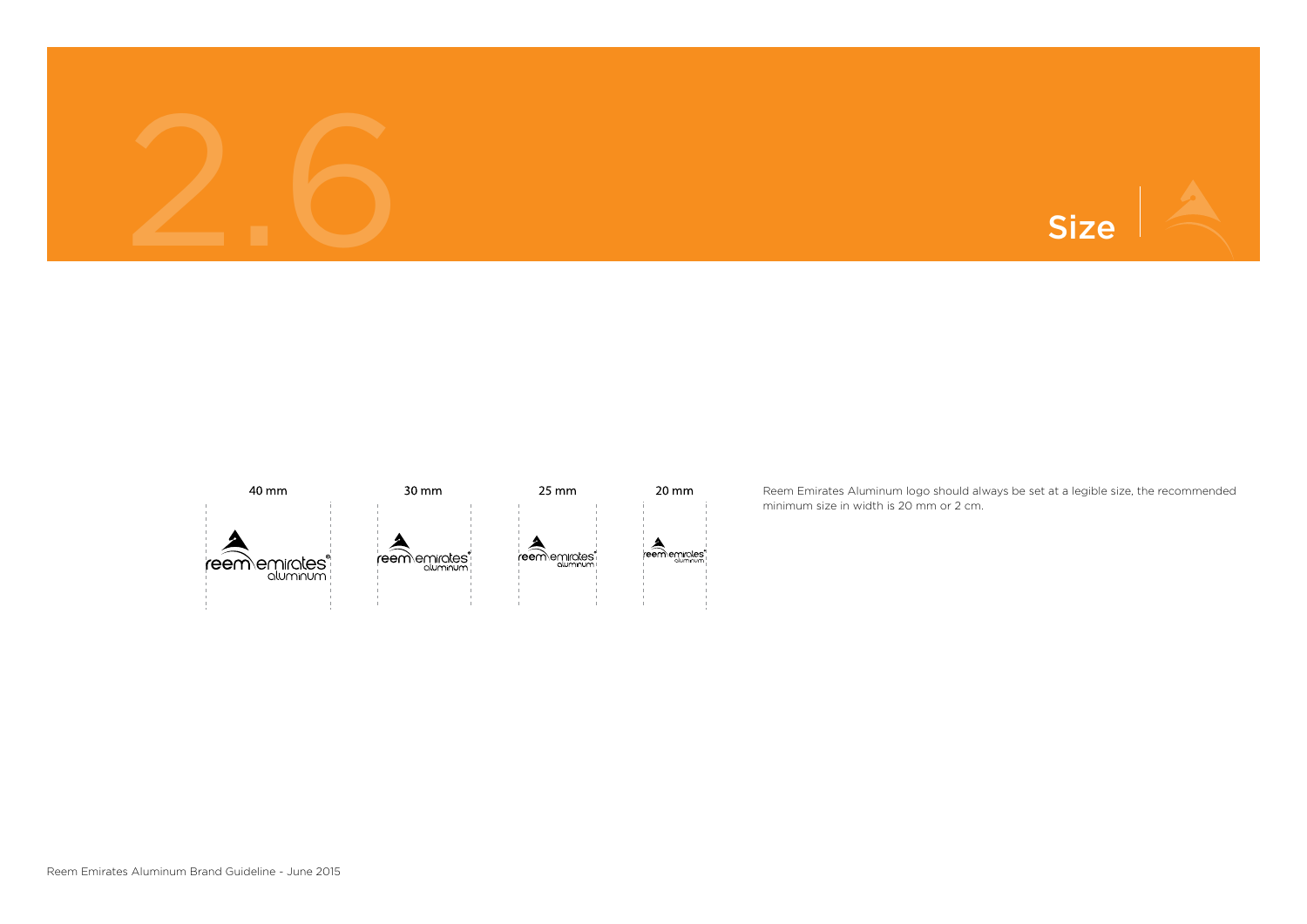# 2.6 Size

40 mm | 30 mm | 25 mm | 20 mm

Reem Emirates Aluminum logo should always be set at a legible size, the recommended minimum size in width is 20 mm or 2 cm.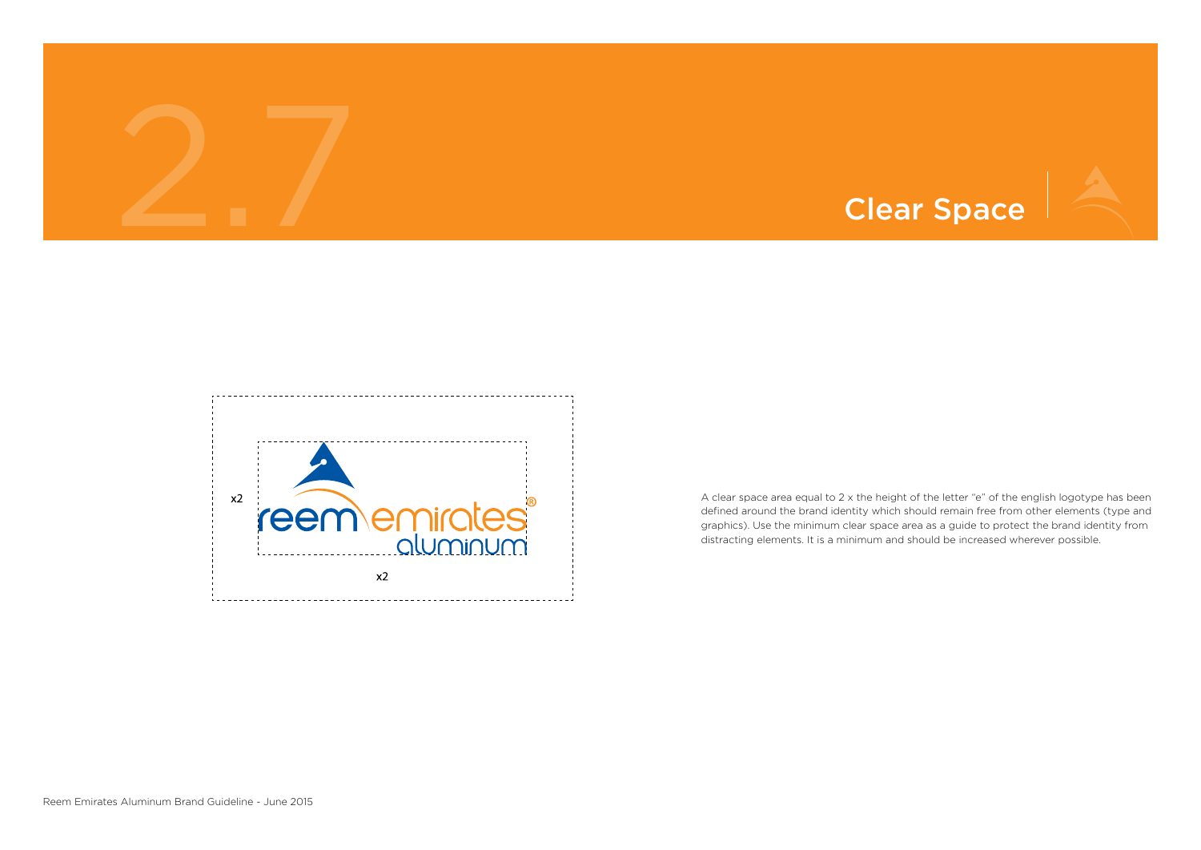# 2.7 Clear Space

x2

x2

A clear space area equal to 2 x the height of the letter "e" of the english logotype has been defined around the brand identity which should remain free from other elements (type and graphics). Use the minimum clear space area as a guide to protect the brand identity from distracting elements. It is a minimum and should be increased wherever possible.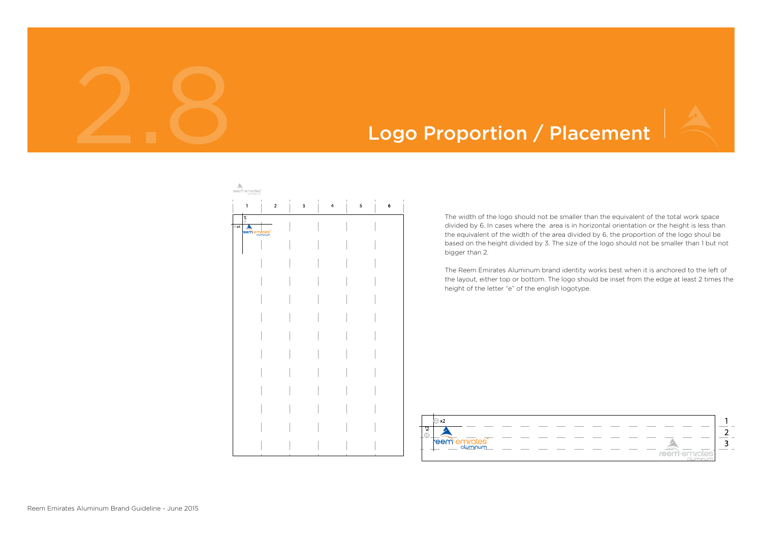# 2.8 Logo Proportion / Placement

The width of the logo should not be smaller than the equivalent of the total work space divided by 6. In cases where the  area is in horizontal orientation or the height is less than the equivalent of the width of the area divided by 6, the proportion of the logo shoul be based on the height divided by 3. The size of the logo should not be smaller than 1 but not bigger than 2.

The Reem Emirates Aluminum brand identity works best when it is anchored to the left of the layout, either top or bottom. The logo should be inset from the edge at least 2 times the height of the letter "e" of the english logotype.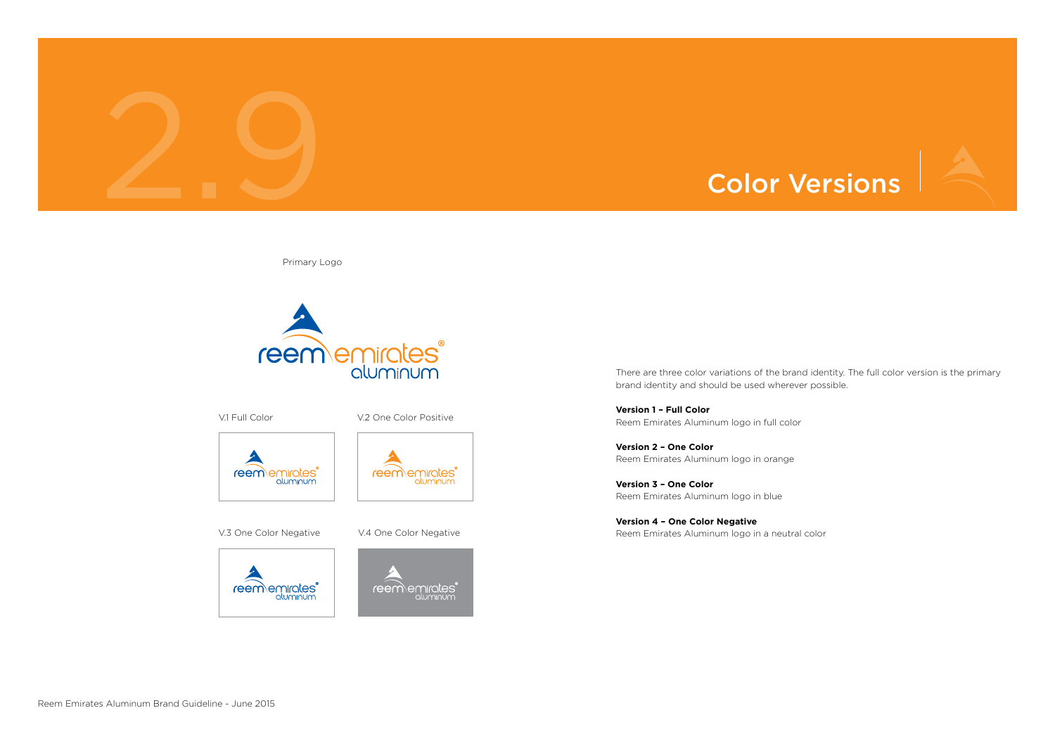# 2.9 Color Versions

Primary Logo

V.1 Full Color

V.2 One Color Positive

V.3 One Color Negative

V.4 One Color Negative

There are three color variations of the brand identity. The full color version is the primary brand identity and should be used wherever possible.

**Version 1 – Full Color**
Reem Emirates Aluminum logo in full color

**Version 2 – One Color**
Reem Emirates Aluminum logo in orange

**Version 3 – One Color**
Reem Emirates Aluminum logo in blue

**Version 4 – One Color Negative**
Reem Emirates Aluminum logo in a neutral color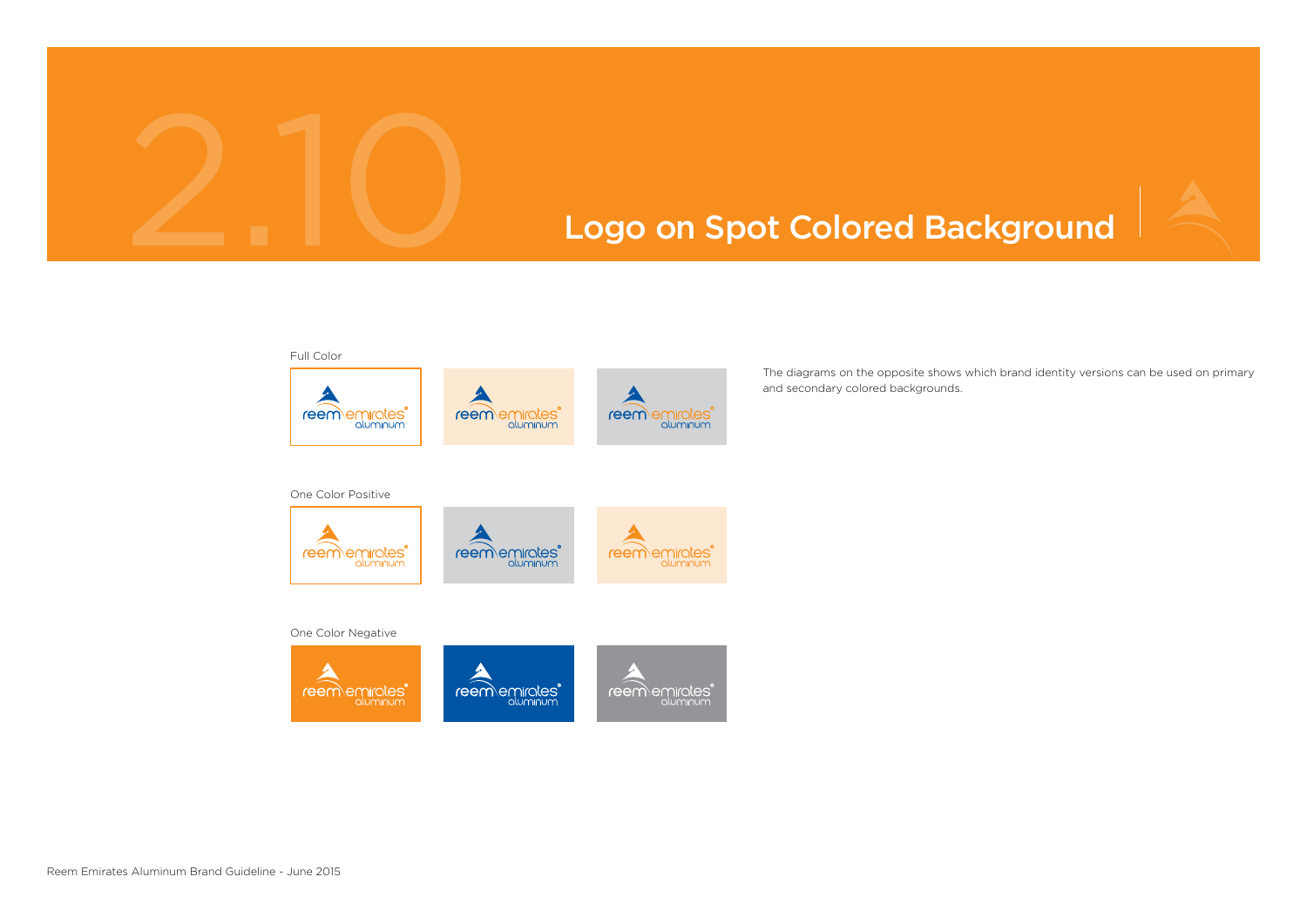# 2.10 Logo on Spot Colored Background

Full Color

One Color Positive

One Color Negative

The diagrams on the opposite shows which brand identity versions can be used on primary and secondary colored backgrounds.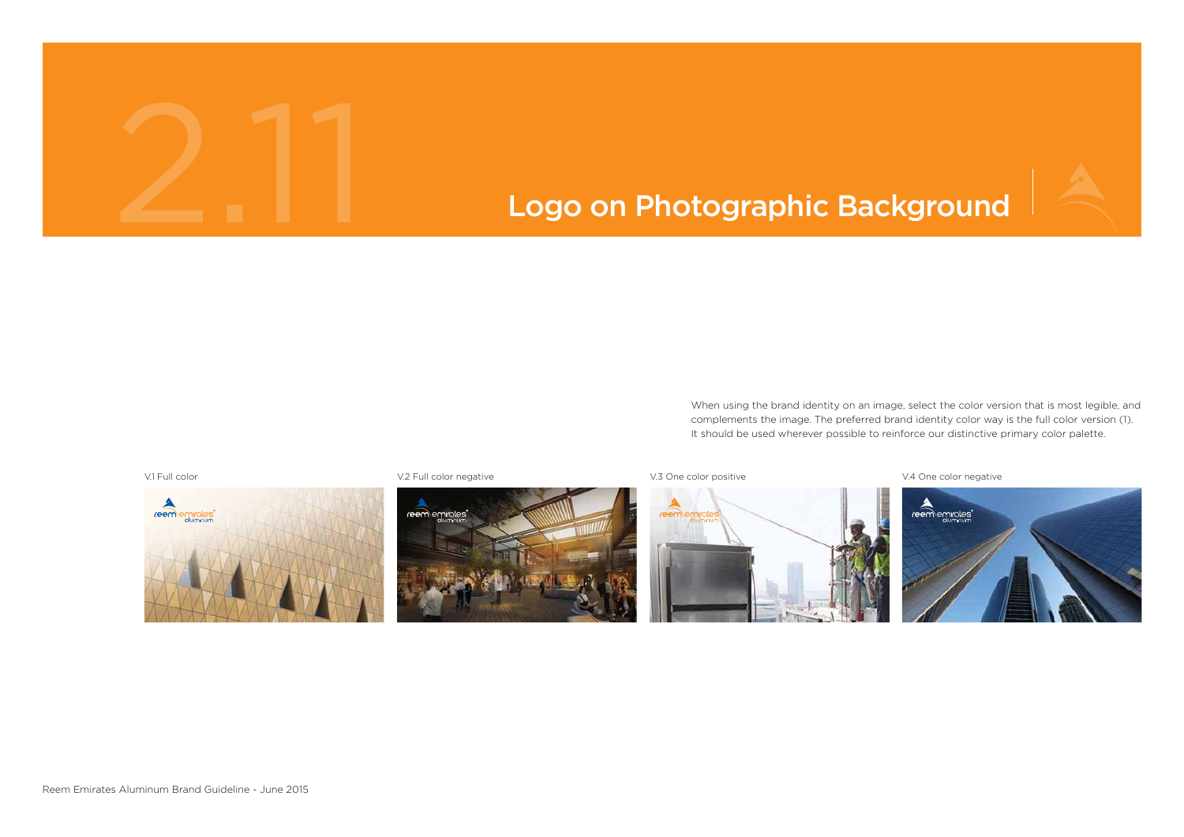# 2.11 Logo on Photographic Background

When using the brand identity on an image, select the color version that is most legible, and complements the image. The preferred brand identity color way is the full color version (1). It should be used wherever possible to reinforce our distinctive primary color palette.

V.1 Full color

V.2 Full color negative

V.3 One color positive

V.4 One color negative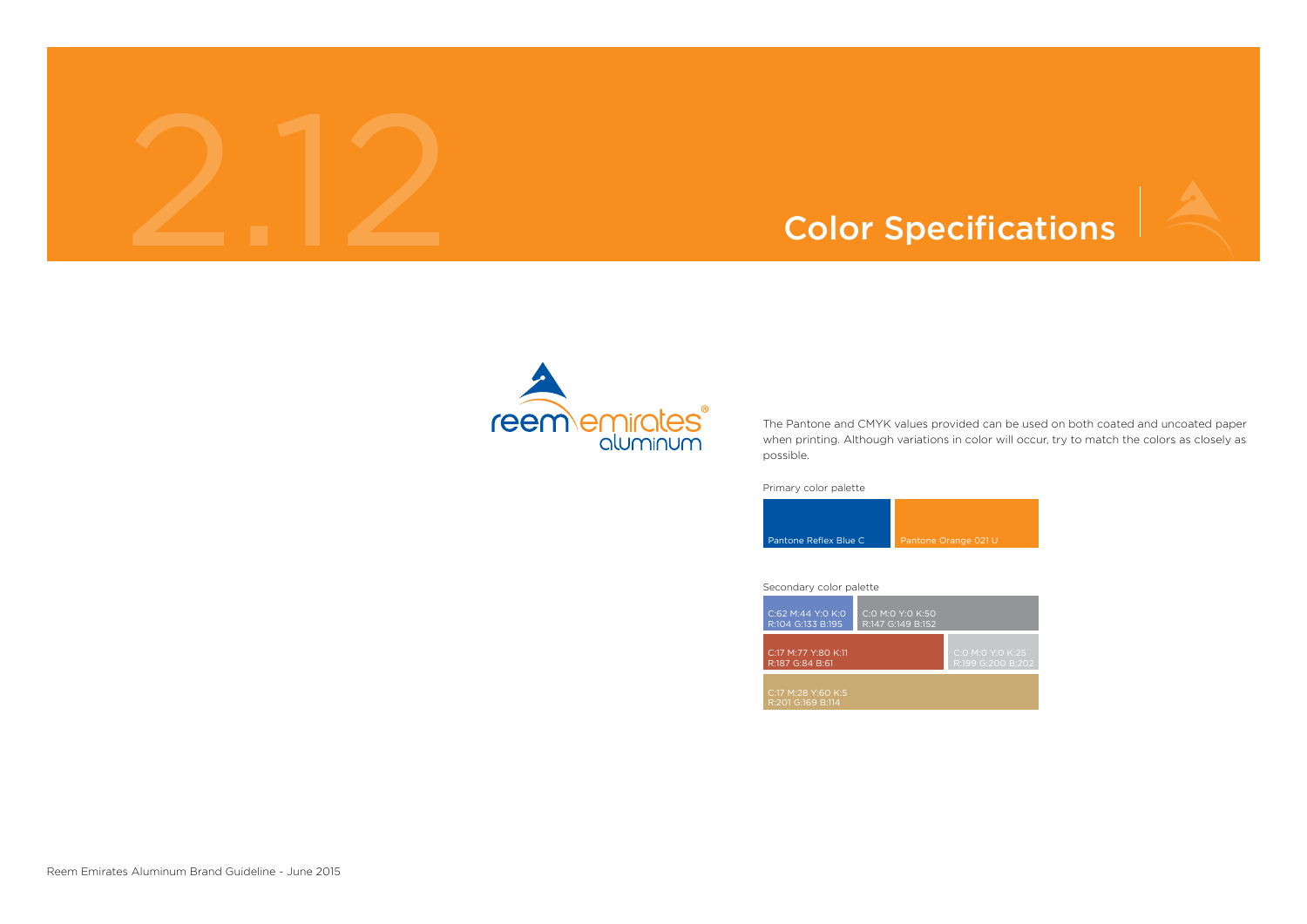# 2.12 Color Specifications

The Pantone and CMYK values provided can be used on both coated and uncoated paper when printing. Although variations in color will occur, try to match the colors as closely as possible.

Primary color palette

- Pantone Reflex Blue C
- Pantone Orange 021 U

Secondary color palette

- C:62 M:44 Y:0 K:0 / R:104 G:133 B:195
- C:0 M:0 Y:0 K:50 / R:147 G:149 B:152
- C:17 M:77 Y:80 K:11 / R:187 G:84 B:61
- C:0 M:0 Y:0 K:25 / R:199 G:200 B:202
- C:17 M:28 Y:60 K:5 / R:201 G:169 B:114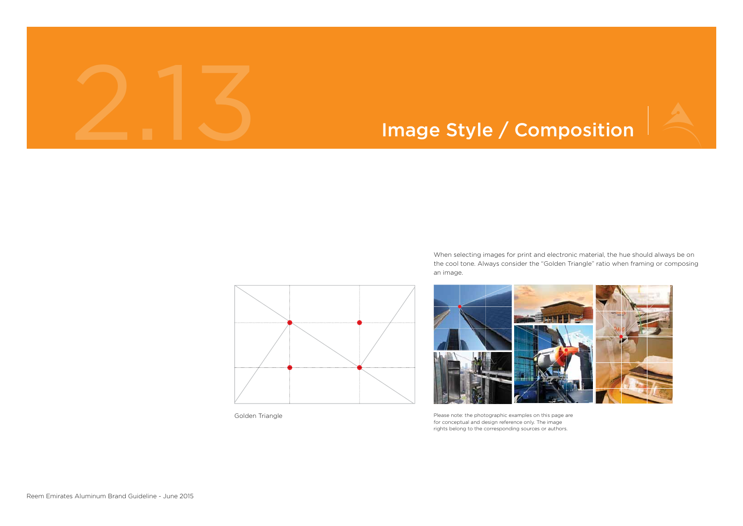# 2.13 Image Style / Composition

When selecting images for print and electronic material, the hue should always be on the cool tone. Always consider the "Golden Triangle" ratio when framing or composing an image.

Golden Triangle

Please note: the photographic examples on this page are for conceptual and design reference only. The image rights belong to the corresponding sources or authors.

Reem Emirates Aluminum Brand Guideline - June 2015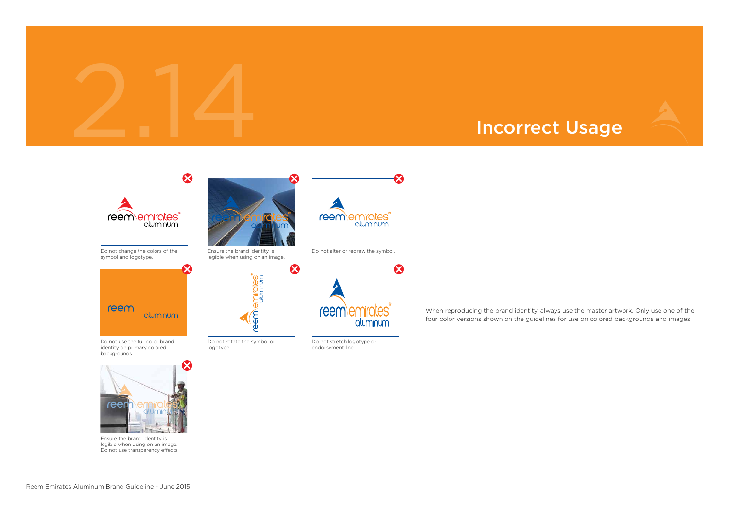# 2.14 Incorrect Usage

Do not change the colors of the symbol and logotype.

Ensure the brand identity is legible when using on an image.

Do not alter or redraw the symbol.

Do not use the full color brand identity on primary colored backgrounds.

Do not rotate the symbol or logotype.

Do not stretch logotype or endorsement line.

Ensure the brand identity is legible when using on an image. Do not use transparency effects.

When reproducing the brand identity, always use the master artwork. Only use one of the four color versions shown on the guidelines for use on colored backgrounds and images.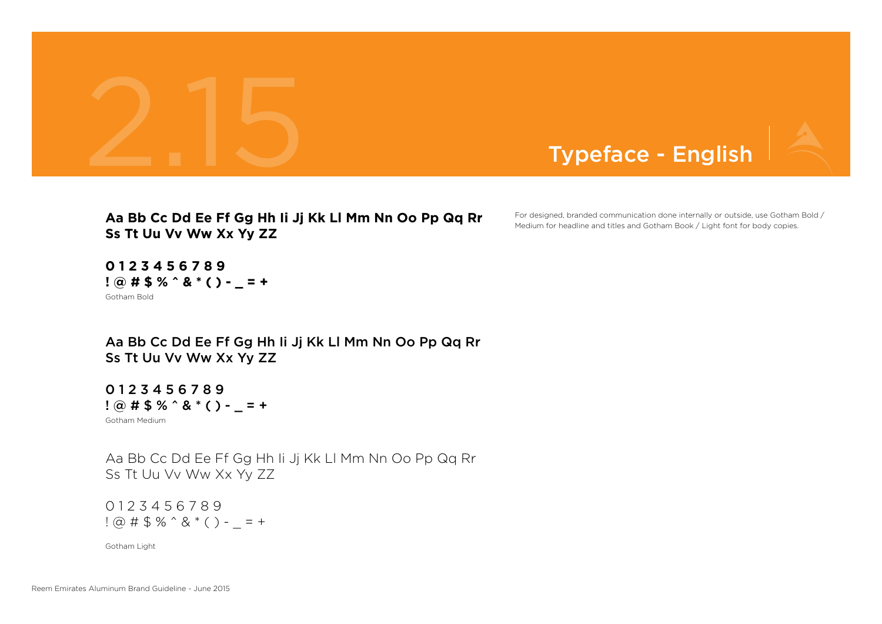# 2.15 Typeface - English

**Aa Bb Cc Dd Ee Ff Gg Hh Ii Jj Kk Ll Mm Nn Oo Pp Qq Rr Ss Tt Uu Vv Ww Xx Yy ZZ**

**0 1 2 3 4 5 6 7 8 9**
**! @ # $ % ^ & * ( ) - _ = +**

Gotham Bold

Aa Bb Cc Dd Ee Ff Gg Hh Ii Jj Kk Ll Mm Nn Oo Pp Qq Rr Ss Tt Uu Vv Ww Xx Yy ZZ

0 1 2 3 4 5 6 7 8 9
! @ # $ % ^ & * ( ) - _ = +

Gotham Medium

Aa Bb Cc Dd Ee Ff Gg Hh Ii Jj Kk Ll Mm Nn Oo Pp Qq Rr Ss Tt Uu Vv Ww Xx Yy ZZ

0 1 2 3 4 5 6 7 8 9
! @ # $ % ^ & * ( ) - _ = +

Gotham Light

For designed, branded communication done internally or outside, use Gotham Bold / Medium for headline and titles and Gotham Book / Light font for body copies.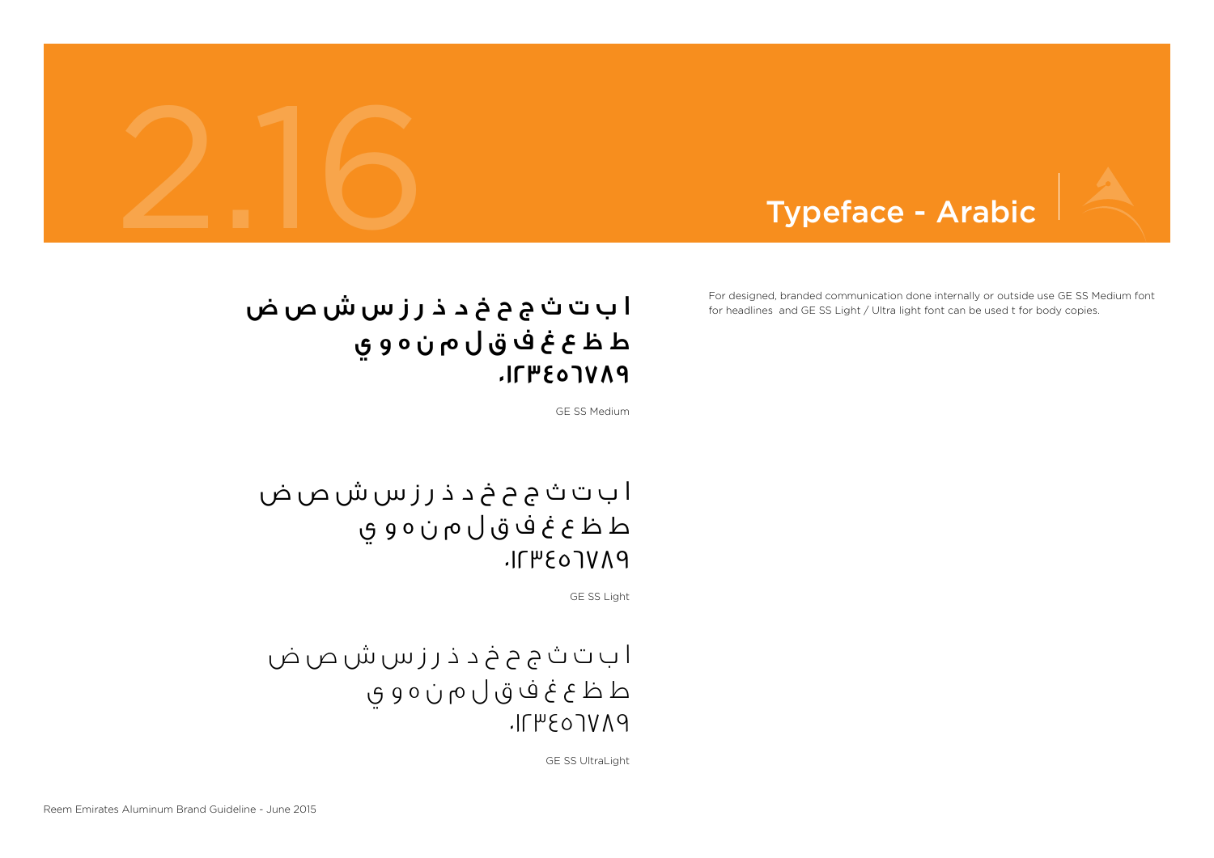# 2.16 Typeface - Arabic

ا ب ت ث ج ح خ د ذ ر ز س ش ص ض
ط ظ ع غ ف ق ل م ن ه و ي
٠١٢٣٤٥٦٧٨٩

GE SS Medium

ا ب ت ث ج ح خ د ذ ر ز س ش ص ض
ط ظ ع غ ف ق ل م ن ه و ي
٠١٢٣٤٥٦٧٨٩

GE SS Light

ا ب ت ث ج ح خ د ذ ر ز س ش ص ض
ط ظ ع غ ف ق ل م ن ه و ي
٠١٢٣٤٥٦٧٨٩

GE SS UltraLight

For designed, branded communication done internally or outside use GE SS Medium font for headlines and GE SS Light / Ultra light font can be used t for body copies.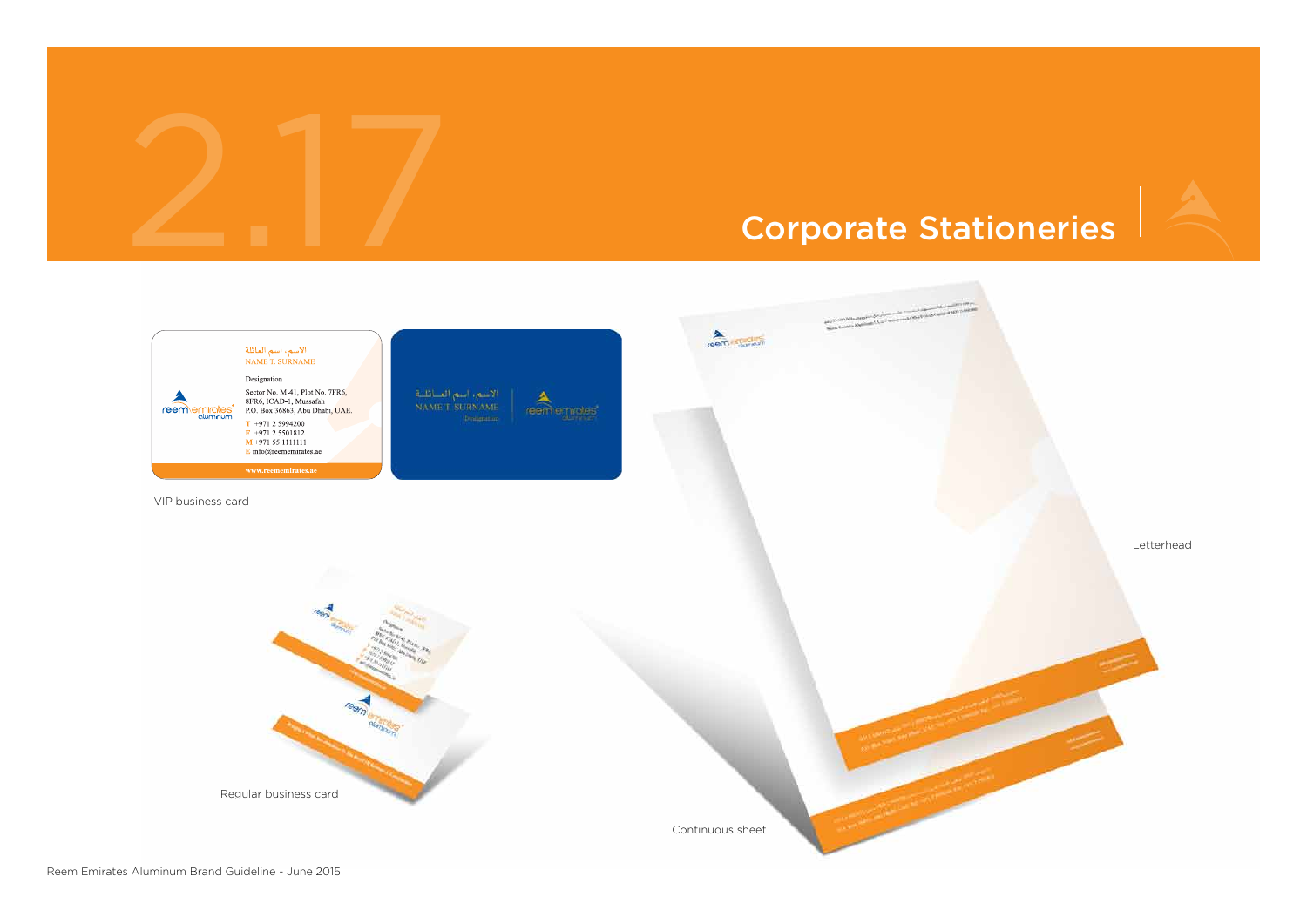# 2.17 Corporate Stationeries

الاسم، اسم العائلة
NAME T. SURNAME

Designation

Sector No. M-41, Plot No. 7FR6,
8FR6, ICAD-1, Mussafah
P.O. Box 36863, Abu Dhabi, UAE.

T +971 2 5994200
F +971 2 5501812
M +971 55 1111111
E info@reememirates.ae

www.reememirates.ae

الاسم، اسم العائلة
NAME T. SURNAME
Designation

VIP business card

Letterhead

Regular business card

Continuous sheet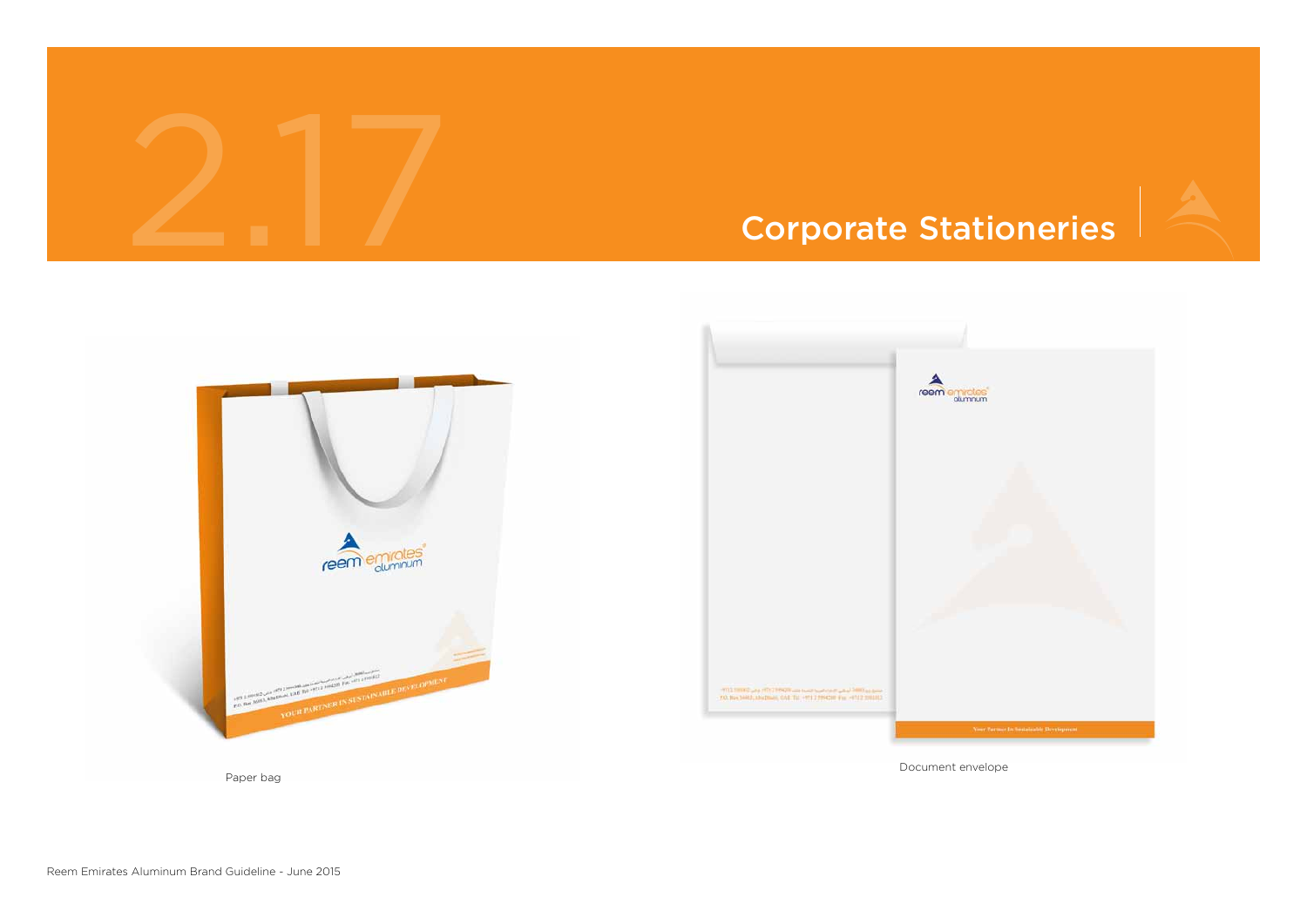# 2.17 Corporate Stationeries

Paper bag

Document envelope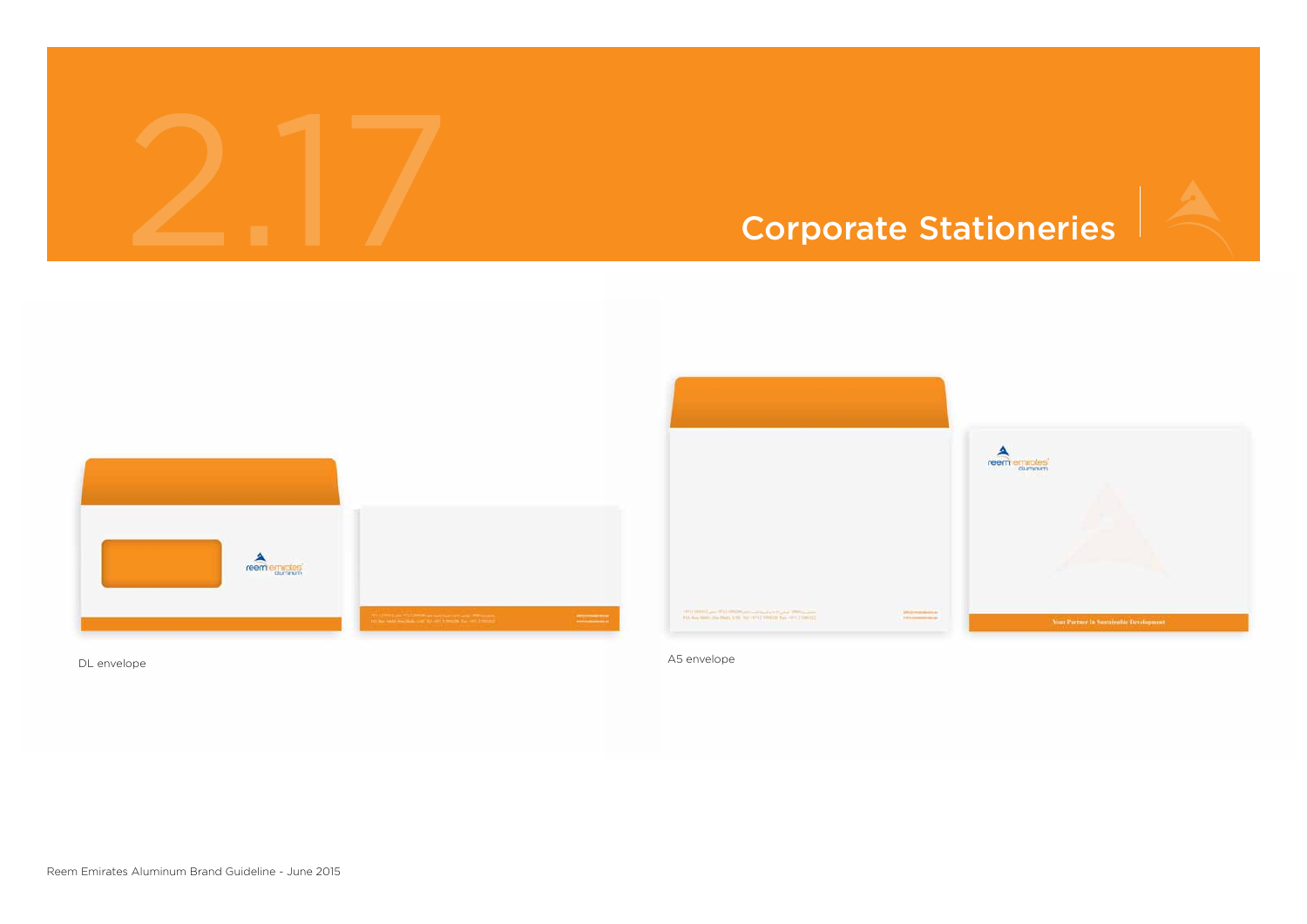# 2.17 Corporate Stationeries

DL envelope

A5 envelope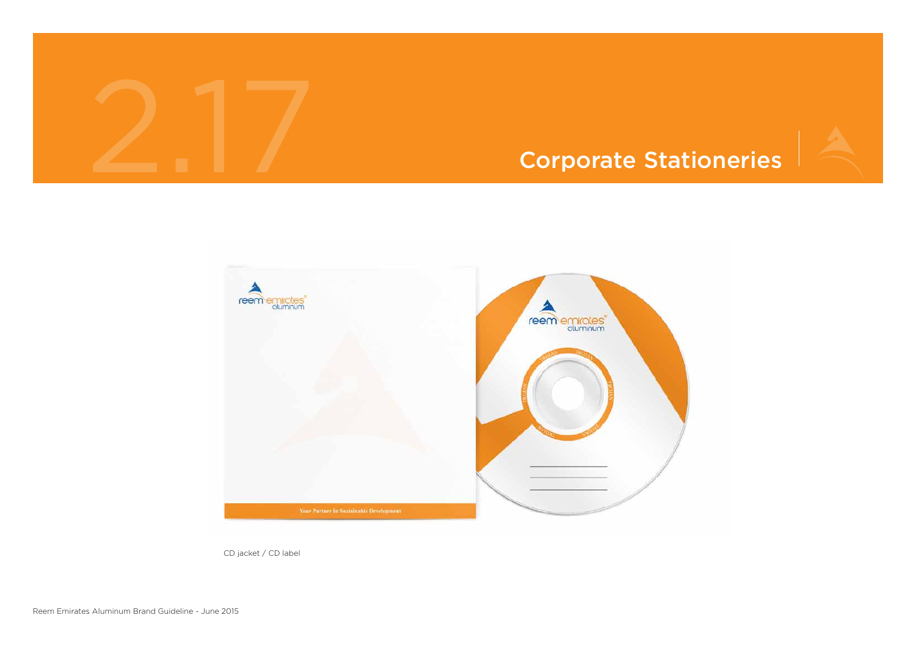# 2.17 Corporate Stationeries

CD jacket / CD label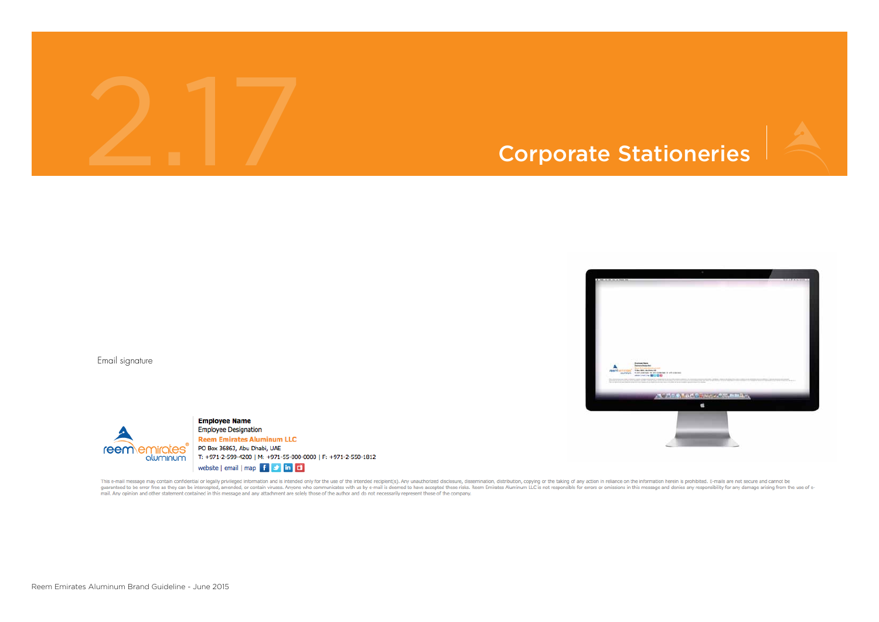# 2.17 Corporate Stationeries

Email signature

**Employee Name**
Employee Designation
**Reem Emirates Aluminum LLC**
PO Box 36863, Abu Dhabi, UAE
T: +971-2-599-4200 | M: +971-55-000-0000 | F: +971-2-550-1812
website | email | map

This e-mail message may contain confidential or legally privileged information and is intended only for the use of the intended recipient(s). Any unauthorized disclosure, dissemination, distribution, copying or the taking of any action in reliance on the information herein is prohibited. E-mails are not secure and cannot be guaranteed to be error free as they can be intercepted, amended, or contain viruses. Anyone who communicates with us by e-mail is deemed to have accepted these risks. Reem Emirates Aluminum LLC is not responsible for errors or omissions in this message and denies any responsibility for any damage arising from the use of e-mail. Any opinion and other statement contained in this message and any attachment are solely those of the author and do not necessarily represent those of the company.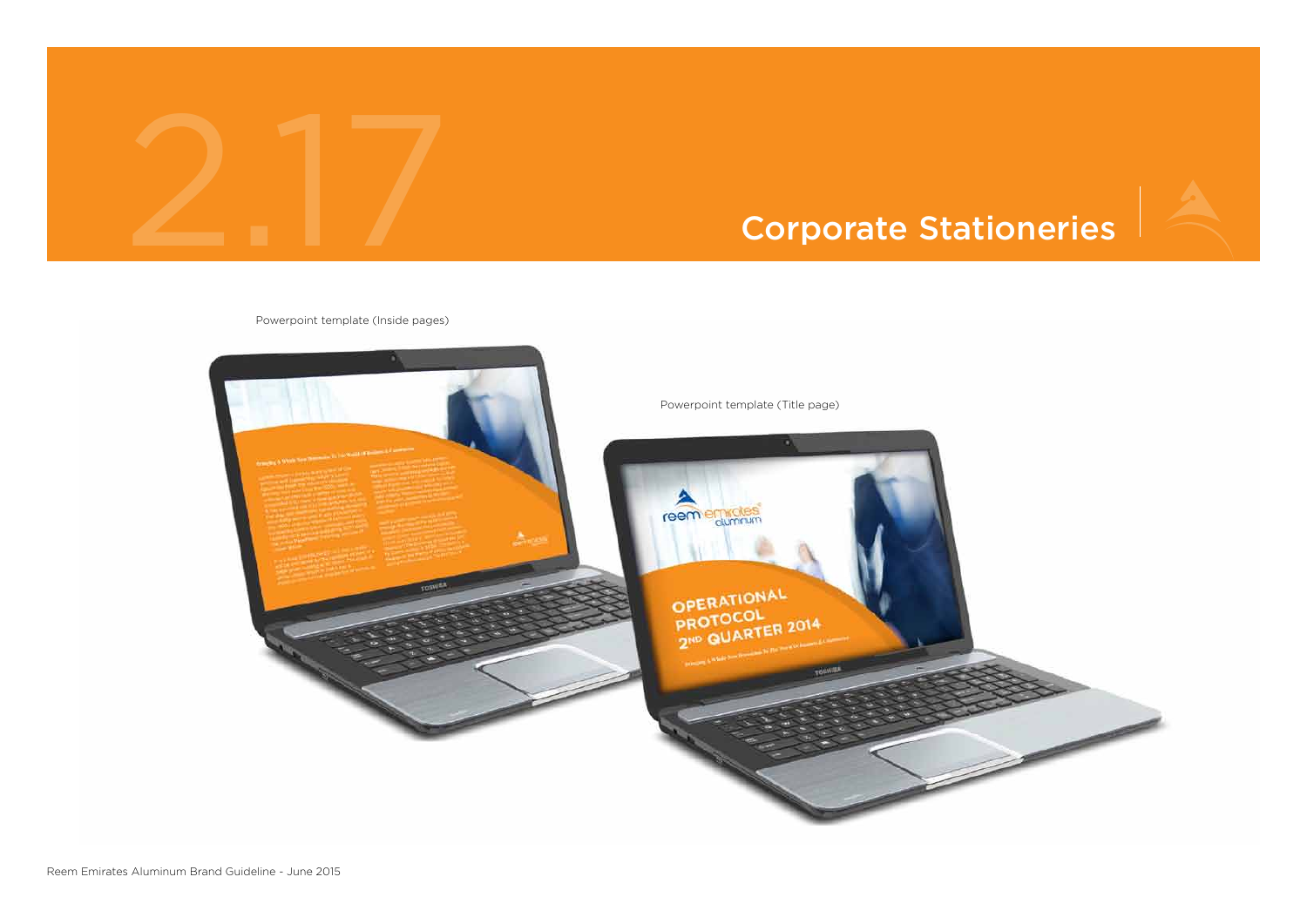# 2.17 Corporate Stationeries

Powerpoint template (Inside pages)

Powerpoint template (Title page)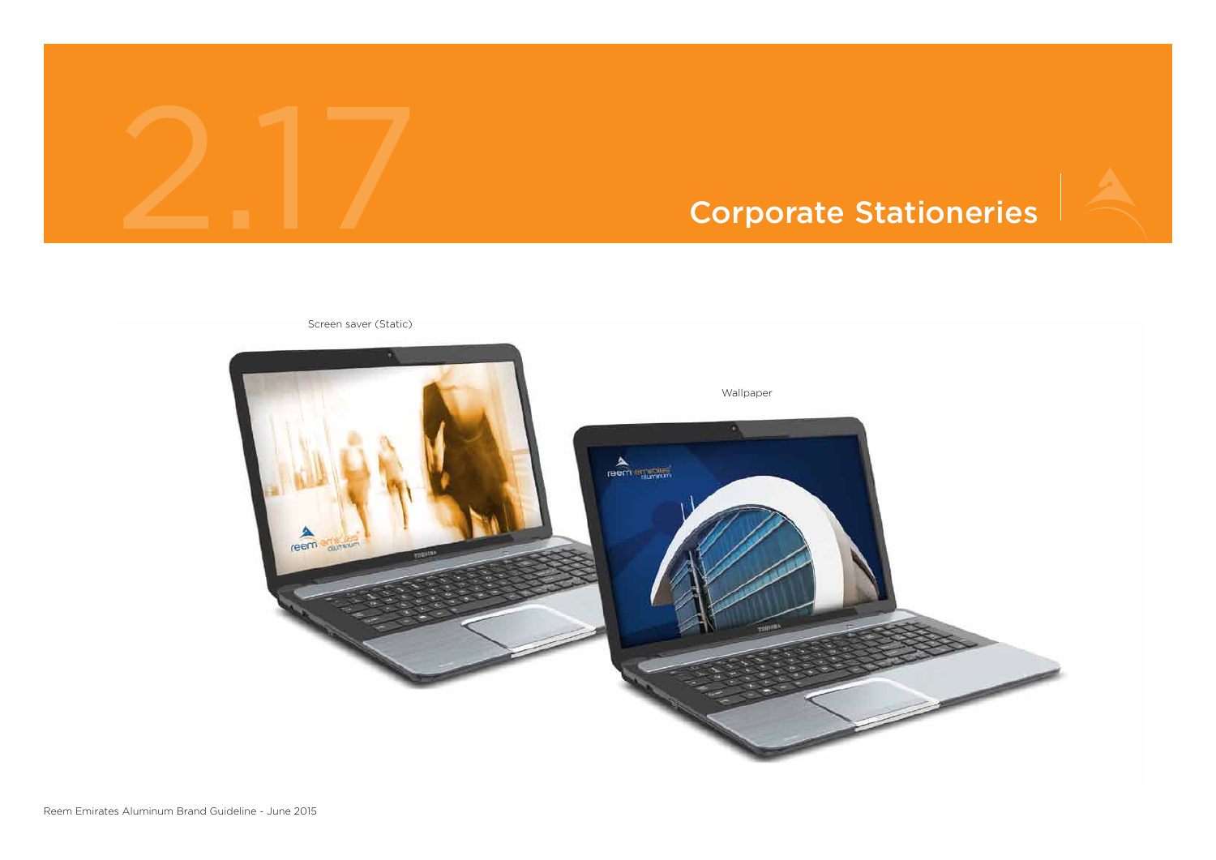# 2.17 Corporate Stationeries

Screen saver (Static)

Wallpaper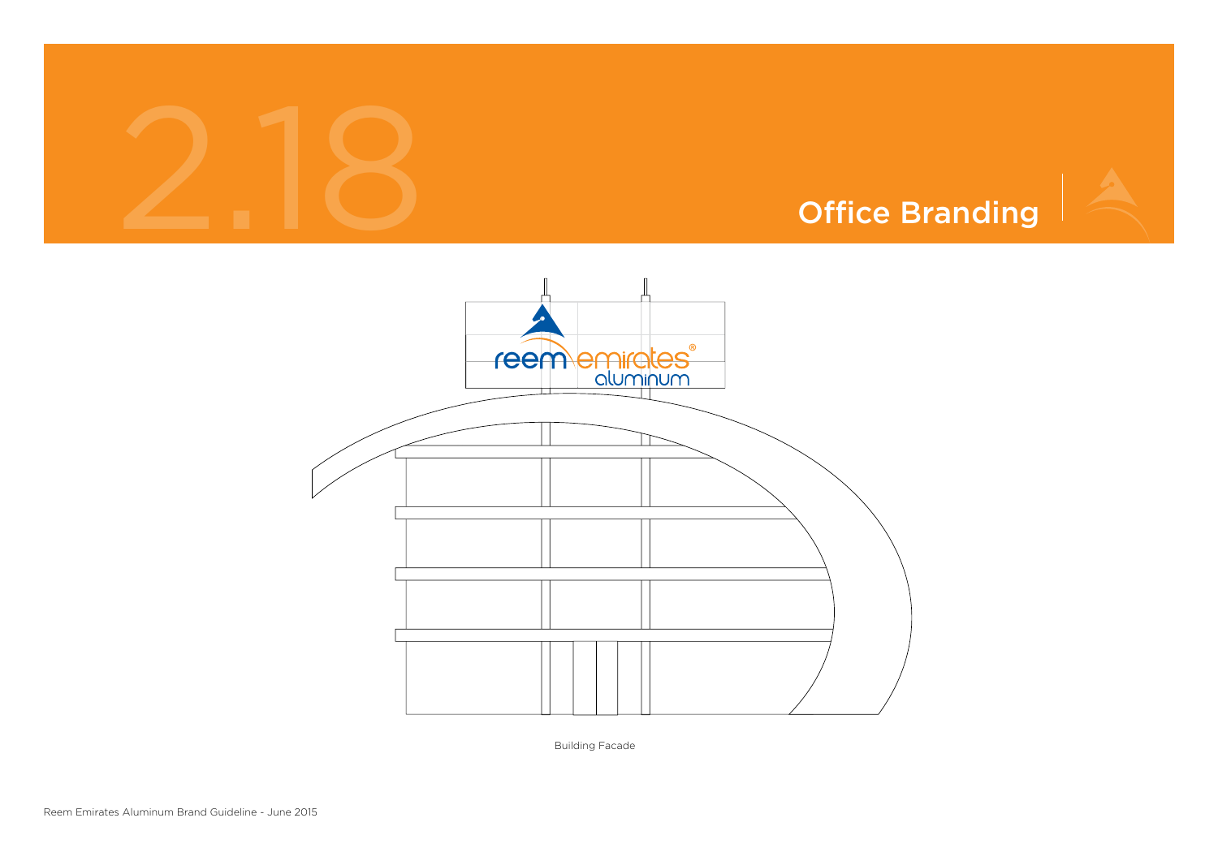# 2.18 Office Branding

Building Facade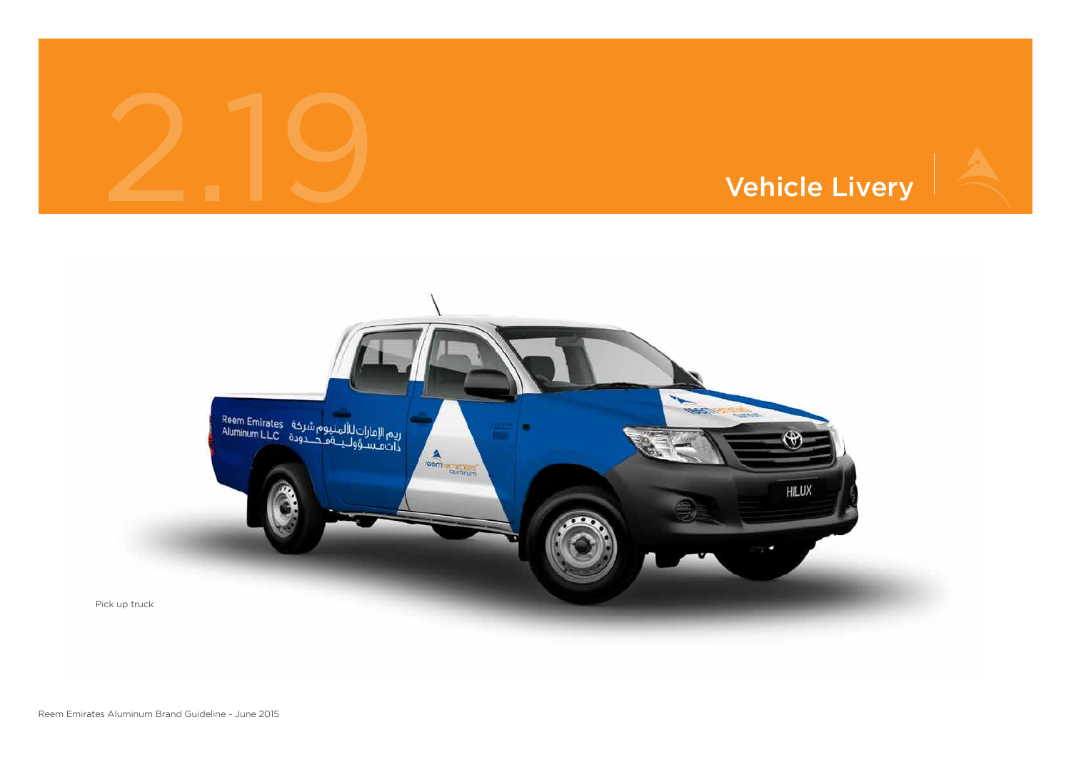# 2.19 Vehicle Livery

Pick up truck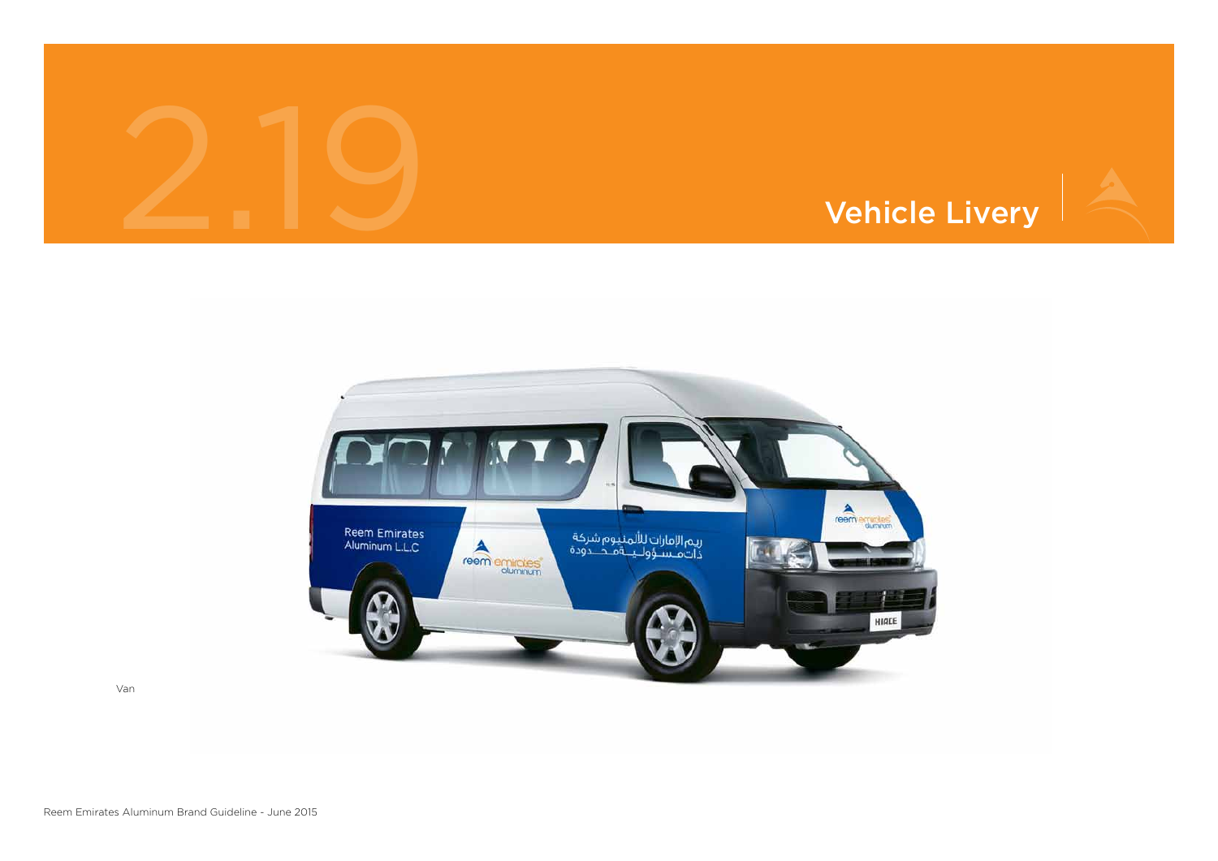# 2.19 Vehicle Livery

Van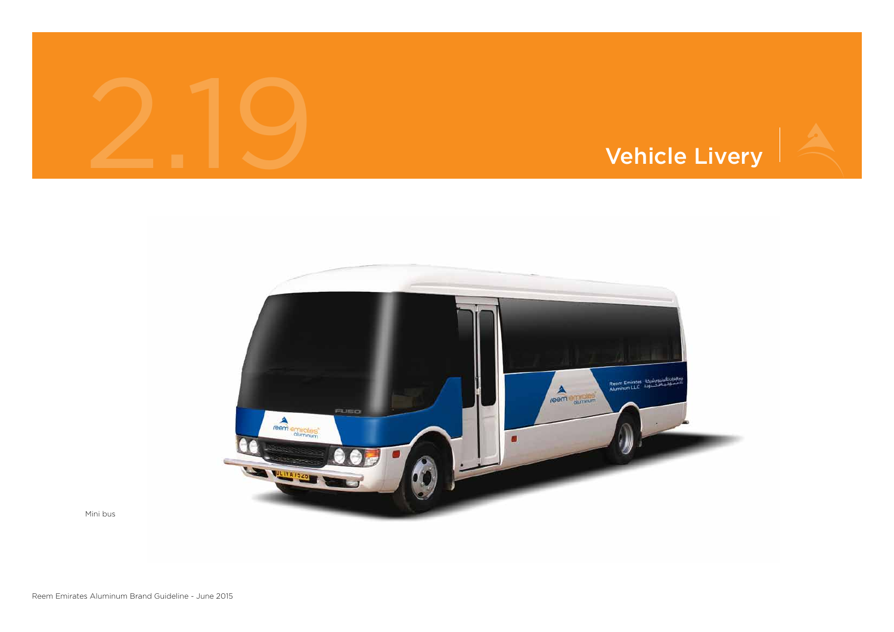# 2.19 Vehicle Livery

Mini bus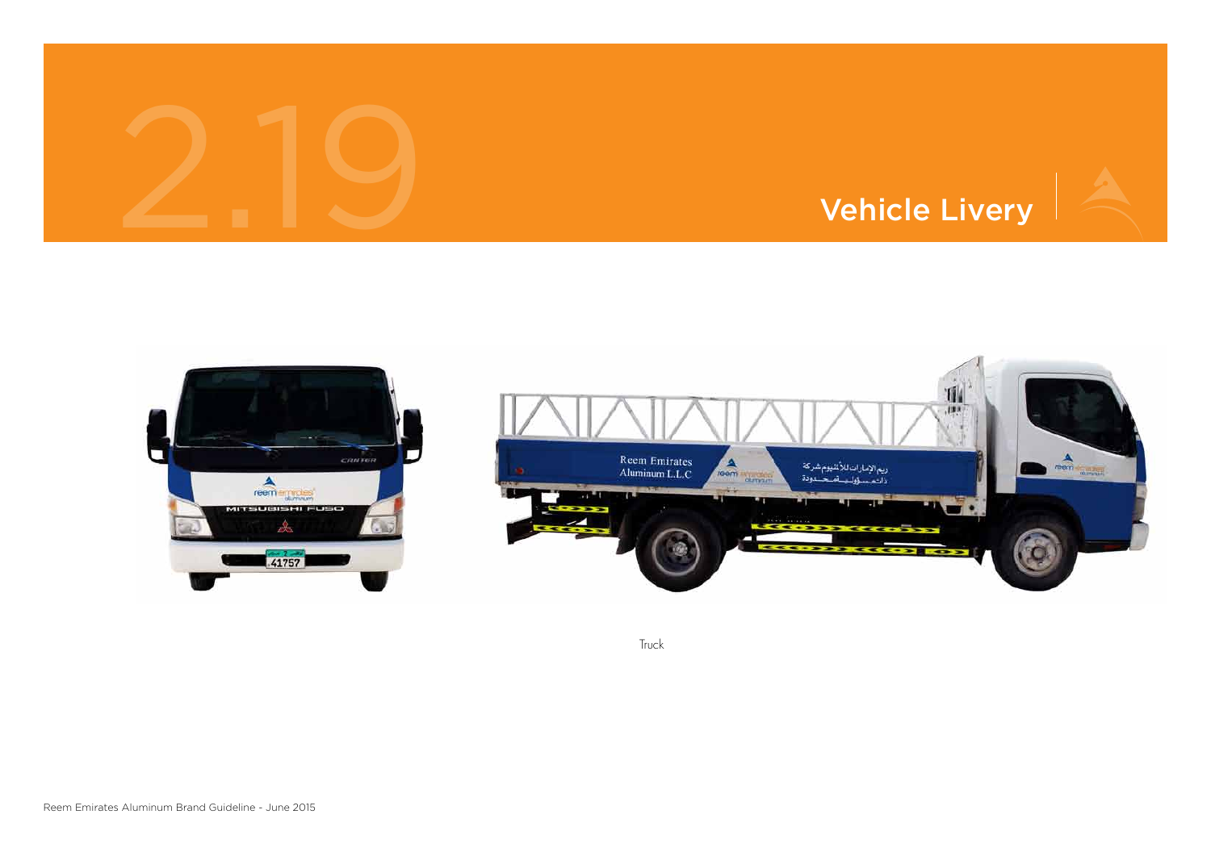# 2.19 Vehicle Livery

Truck